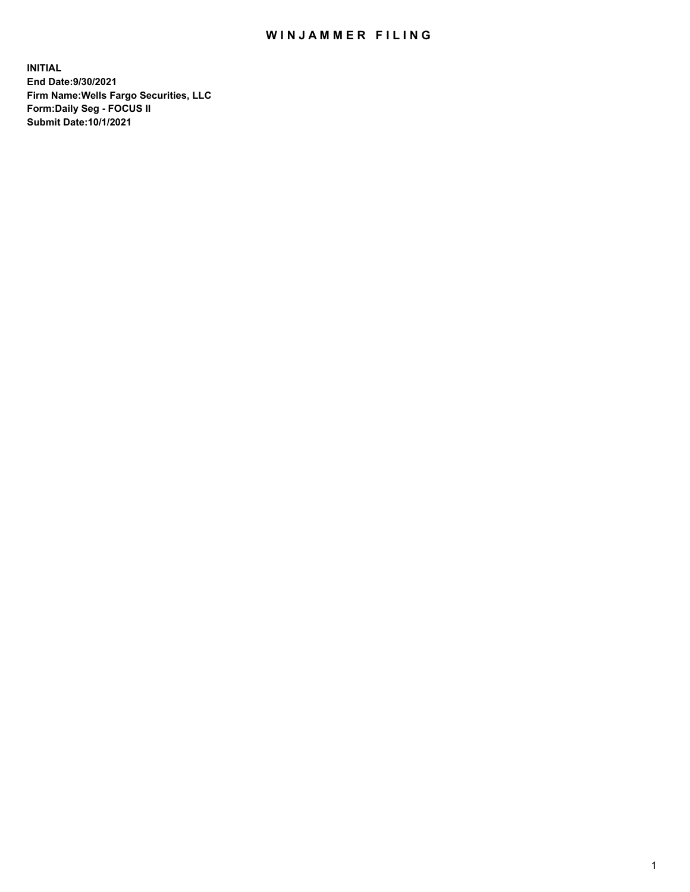# WINJAMMER FILING

**INITIAL**
**End Date:9/30/2021**
**Firm Name:Wells Fargo Securities, LLC**
**Form:Daily Seg - FOCUS II**
**Submit Date:10/1/2021**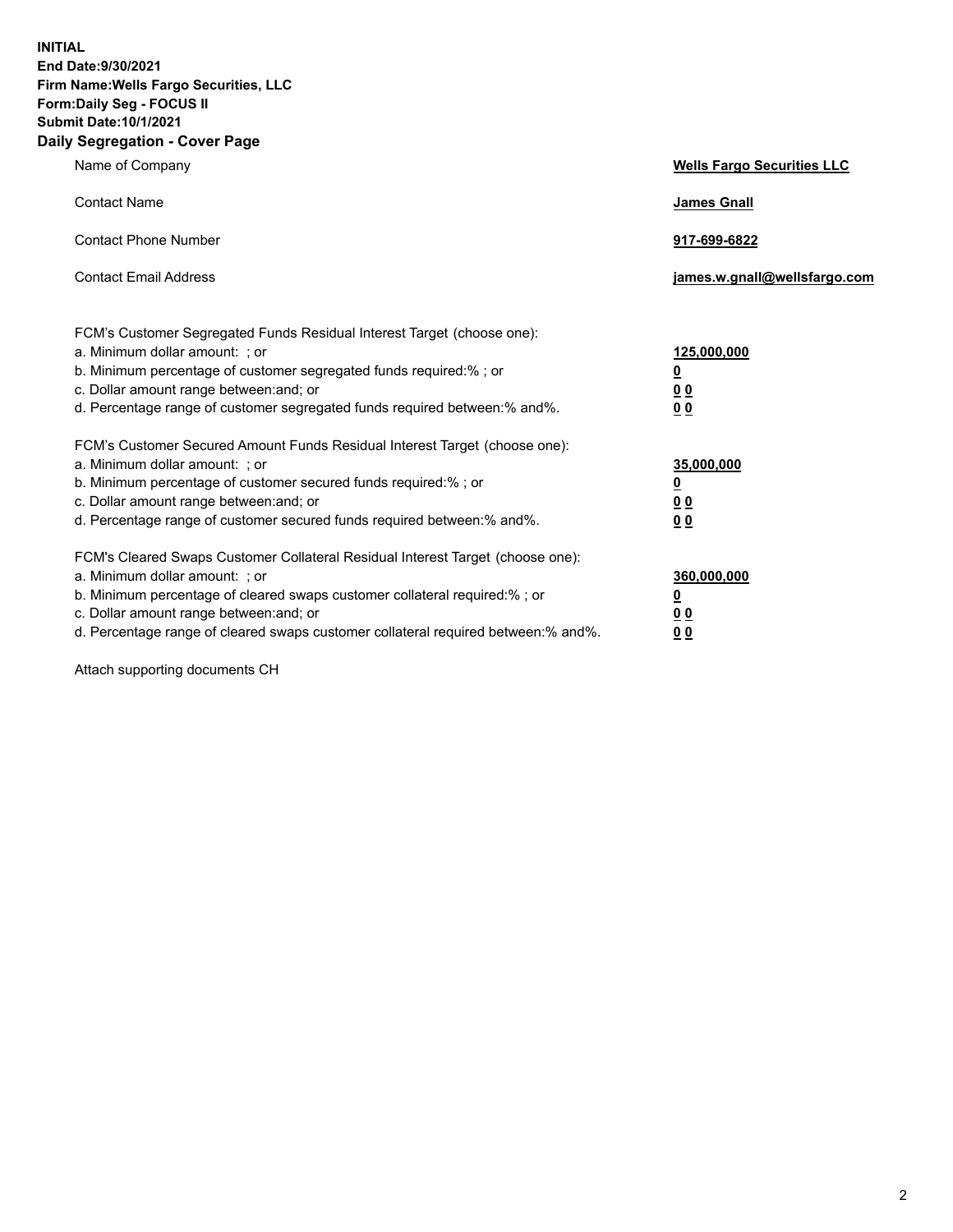**INITIAL**
**End Date:9/30/2021**
**Firm Name:Wells Fargo Securities, LLC**
**Form:Daily Seg - FOCUS II**
**Submit Date:10/1/2021**

## Daily Segregation - Cover Page

| | |
|---|---|
| Name of Company | **Wells Fargo Securities LLC** |
| Contact Name | **James Gnall** |
| Contact Phone Number | **917-699-6822** |
| Contact Email Address | **james.w.gnall@wellsfargo.com** |

FCM's Customer Segregated Funds Residual Interest Target (choose one):

| | |
|---|---|
| a. Minimum dollar amount: ; or | **125,000,000** |
| b. Minimum percentage of customer segregated funds required:% ; or | **0** |
| c. Dollar amount range between:and; or | **0 0** |
| d. Percentage range of customer segregated funds required between:% and%. | **0 0** |

FCM's Customer Secured Amount Funds Residual Interest Target (choose one):

| | |
|---|---|
| a. Minimum dollar amount: ; or | **35,000,000** |
| b. Minimum percentage of customer secured funds required:% ; or | **0** |
| c. Dollar amount range between:and; or | **0 0** |
| d. Percentage range of customer secured funds required between:% and%. | **0 0** |

FCM's Cleared Swaps Customer Collateral Residual Interest Target (choose one):

| | |
|---|---|
| a. Minimum dollar amount: ; or | **360,000,000** |
| b. Minimum percentage of cleared swaps customer collateral required:% ; or | **0** |
| c. Dollar amount range between:and; or | **0 0** |
| d. Percentage range of cleared swaps customer collateral required between:% and%. | **0 0** |

Attach supporting documents CH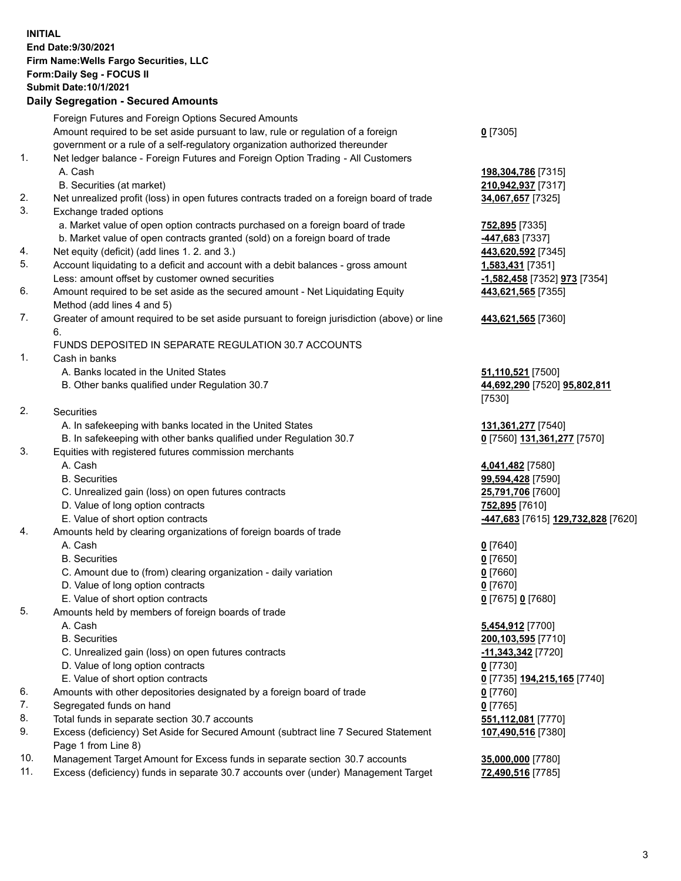**INITIAL**
**End Date:9/30/2021**
**Firm Name:Wells Fargo Securities, LLC**
**Form:Daily Seg - FOCUS II**
**Submit Date:10/1/2021**

## Daily Segregation - Secured Amounts

| | | |
|---|---|---|
| | Foreign Futures and Foreign Options Secured Amounts | |
| | Amount required to be set aside pursuant to law, rule or regulation of a foreign government or a rule of a self-regulatory organization authorized thereunder | **0** [7305] |
| 1. | Net ledger balance - Foreign Futures and Foreign Option Trading - All Customers | |
| | A. Cash | **198,304,786** [7315] |
| | B. Securities (at market) | **210,942,937** [7317] |
| 2. | Net unrealized profit (loss) in open futures contracts traded on a foreign board of trade | **34,067,657** [7325] |
| 3. | Exchange traded options | |
| | a. Market value of open option contracts purchased on a foreign board of trade | **752,895** [7335] |
| | b. Market value of open contracts granted (sold) on a foreign board of trade | **-447,683** [7337] |
| 4. | Net equity (deficit) (add lines 1. 2. and 3.) | **443,620,592** [7345] |
| 5. | Account liquidating to a deficit and account with a debit balances - gross amount | **1,583,431** [7351] |
| | Less: amount offset by customer owned securities | **-1,582,458** [7352] **973** [7354] |
| 6. | Amount required to be set aside as the secured amount - Net Liquidating Equity Method (add lines 4 and 5) | **443,621,565** [7355] |
| 7. | Greater of amount required to be set aside pursuant to foreign jurisdiction (above) or line 6. | **443,621,565** [7360] |
| | FUNDS DEPOSITED IN SEPARATE REGULATION 30.7 ACCOUNTS | |
| 1. | Cash in banks | |
| | A. Banks located in the United States | **51,110,521** [7500] |
| | B. Other banks qualified under Regulation 30.7 | **44,692,290** [7520] **95,802,811** [7530] |
| 2. | Securities | |
| | A. In safekeeping with banks located in the United States | **131,361,277** [7540] |
| | B. In safekeeping with other banks qualified under Regulation 30.7 | **0** [7560] **131,361,277** [7570] |
| 3. | Equities with registered futures commission merchants | |
| | A. Cash | **4,041,482** [7580] |
| | B. Securities | **99,594,428** [7590] |
| | C. Unrealized gain (loss) on open futures contracts | **25,791,706** [7600] |
| | D. Value of long option contracts | **752,895** [7610] |
| | E. Value of short option contracts | **-447,683** [7615] **129,732,828** [7620] |
| 4. | Amounts held by clearing organizations of foreign boards of trade | |
| | A. Cash | **0** [7640] |
| | B. Securities | **0** [7650] |
| | C. Amount due to (from) clearing organization - daily variation | **0** [7660] |
| | D. Value of long option contracts | **0** [7670] |
| | E. Value of short option contracts | **0** [7675] **0** [7680] |
| 5. | Amounts held by members of foreign boards of trade | |
| | A. Cash | **5,454,912** [7700] |
| | B. Securities | **200,103,595** [7710] |
| | C. Unrealized gain (loss) on open futures contracts | **-11,343,342** [7720] |
| | D. Value of long option contracts | **0** [7730] |
| | E. Value of short option contracts | **0** [7735] **194,215,165** [7740] |
| 6. | Amounts with other depositories designated by a foreign board of trade | **0** [7760] |
| 7. | Segregated funds on hand | **0** [7765] |
| 8. | Total funds in separate section 30.7 accounts | **551,112,081** [7770] |
| 9. | Excess (deficiency) Set Aside for Secured Amount (subtract line 7 Secured Statement Page 1 from Line 8) | **107,490,516** [7380] |
| 10. | Management Target Amount for Excess funds in separate section 30.7 accounts | **35,000,000** [7780] |
| 11. | Excess (deficiency) funds in separate 30.7 accounts over (under) Management Target | **72,490,516** [7785] |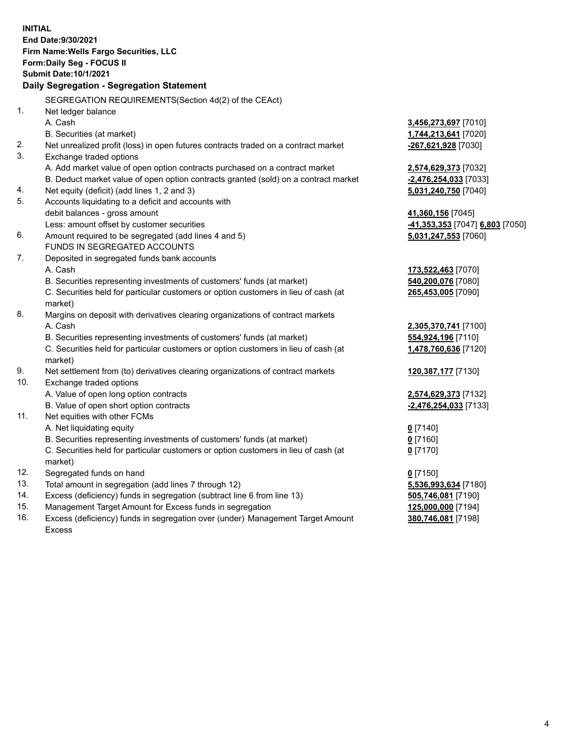**INITIAL**
**End Date:9/30/2021**
**Firm Name:Wells Fargo Securities, LLC**
**Form:Daily Seg - FOCUS II**
**Submit Date:10/1/2021**

## Daily Segregation - Segregation Statement

SEGREGATION REQUIREMENTS(Section 4d(2) of the CEAct)

| | | |
|---|---|---|
| 1. | Net ledger balance | |
| | A. Cash | **3,456,273,697** [7010] |
| | B. Securities (at market) | **1,744,213,641** [7020] |
| 2. | Net unrealized profit (loss) in open futures contracts traded on a contract market | **-267,621,928** [7030] |
| 3. | Exchange traded options | |
| | A. Add market value of open option contracts purchased on a contract market | **2,574,629,373** [7032] |
| | B. Deduct market value of open option contracts granted (sold) on a contract market | **-2,476,254,033** [7033] |
| 4. | Net equity (deficit) (add lines 1, 2 and 3) | **5,031,240,750** [7040] |
| 5. | Accounts liquidating to a deficit and accounts with debit balances - gross amount | **41,360,156** [7045] |
| | Less: amount offset by customer securities | **-41,353,353** [7047] **6,803** [7050] |
| 6. | Amount required to be segregated (add lines 4 and 5) | **5,031,247,553** [7060] |
| | FUNDS IN SEGREGATED ACCOUNTS | |
| 7. | Deposited in segregated funds bank accounts | |
| | A. Cash | **173,522,463** [7070] |
| | B. Securities representing investments of customers' funds (at market) | **540,200,076** [7080] |
| | C. Securities held for particular customers or option customers in lieu of cash (at market) | **265,453,005** [7090] |
| 8. | Margins on deposit with derivatives clearing organizations of contract markets | |
| | A. Cash | **2,305,370,741** [7100] |
| | B. Securities representing investments of customers' funds (at market) | **554,924,196** [7110] |
| | C. Securities held for particular customers or option customers in lieu of cash (at market) | **1,478,760,636** [7120] |
| 9. | Net settlement from (to) derivatives clearing organizations of contract markets | **120,387,177** [7130] |
| 10. | Exchange traded options | |
| | A. Value of open long option contracts | **2,574,629,373** [7132] |
| | B. Value of open short option contracts | **-2,476,254,033** [7133] |
| 11. | Net equities with other FCMs | |
| | A. Net liquidating equity | **0** [7140] |
| | B. Securities representing investments of customers' funds (at market) | **0** [7160] |
| | C. Securities held for particular customers or option customers in lieu of cash (at market) | **0** [7170] |
| 12. | Segregated funds on hand | **0** [7150] |
| 13. | Total amount in segregation (add lines 7 through 12) | **5,536,993,634** [7180] |
| 14. | Excess (deficiency) funds in segregation (subtract line 6 from line 13) | **505,746,081** [7190] |
| 15. | Management Target Amount for Excess funds in segregation | **125,000,000** [7194] |
| 16. | Excess (deficiency) funds in segregation over (under) Management Target Amount Excess | **380,746,081** [7198] |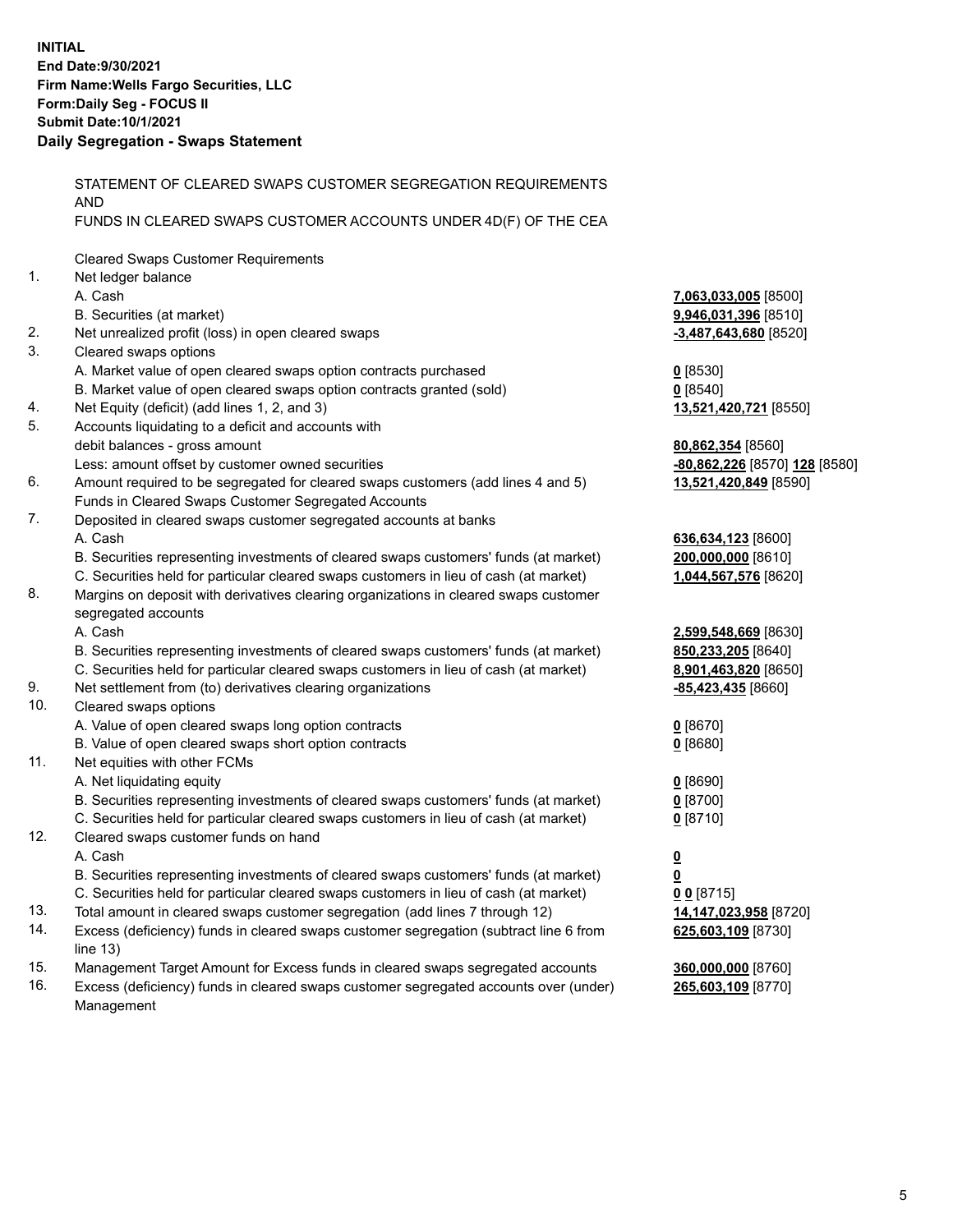**INITIAL**
**End Date:9/30/2021**
**Firm Name:Wells Fargo Securities, LLC**
**Form:Daily Seg - FOCUS II**
**Submit Date:10/1/2021**
**Daily Segregation - Swaps Statement**

STATEMENT OF CLEARED SWAPS CUSTOMER SEGREGATION REQUIREMENTS AND FUNDS IN CLEARED SWAPS CUSTOMER ACCOUNTS UNDER 4D(F) OF THE CEA

| | | |
|---|---|---|
| | Cleared Swaps Customer Requirements | |
| 1. | Net ledger balance | |
| | A. Cash | **7,063,033,005** [8500] |
| | B. Securities (at market) | **9,946,031,396** [8510] |
| 2. | Net unrealized profit (loss) in open cleared swaps | **-3,487,643,680** [8520] |
| 3. | Cleared swaps options | |
| | A. Market value of open cleared swaps option contracts purchased | **0** [8530] |
| | B. Market value of open cleared swaps option contracts granted (sold) | **0** [8540] |
| 4. | Net Equity (deficit) (add lines 1, 2, and 3) | **13,521,420,721** [8550] |
| 5. | Accounts liquidating to a deficit and accounts with debit balances - gross amount | **80,862,354** [8560] |
| | Less: amount offset by customer owned securities | **-80,862,226** [8570] **128** [8580] |
| 6. | Amount required to be segregated for cleared swaps customers (add lines 4 and 5) | **13,521,420,849** [8590] |
| | Funds in Cleared Swaps Customer Segregated Accounts | |
| 7. | Deposited in cleared swaps customer segregated accounts at banks | |
| | A. Cash | **636,634,123** [8600] |
| | B. Securities representing investments of cleared swaps customers' funds (at market) | **200,000,000** [8610] |
| | C. Securities held for particular cleared swaps customers in lieu of cash (at market) | **1,044,567,576** [8620] |
| 8. | Margins on deposit with derivatives clearing organizations in cleared swaps customer segregated accounts | |
| | A. Cash | **2,599,548,669** [8630] |
| | B. Securities representing investments of cleared swaps customers' funds (at market) | **850,233,205** [8640] |
| | C. Securities held for particular cleared swaps customers in lieu of cash (at market) | **8,901,463,820** [8650] |
| 9. | Net settlement from (to) derivatives clearing organizations | **-85,423,435** [8660] |
| 10. | Cleared swaps options | |
| | A. Value of open cleared swaps long option contracts | **0** [8670] |
| | B. Value of open cleared swaps short option contracts | **0** [8680] |
| 11. | Net equities with other FCMs | |
| | A. Net liquidating equity | **0** [8690] |
| | B. Securities representing investments of cleared swaps customers' funds (at market) | **0** [8700] |
| | C. Securities held for particular cleared swaps customers in lieu of cash (at market) | **0** [8710] |
| 12. | Cleared swaps customer funds on hand | |
| | A. Cash | **0** |
| | B. Securities representing investments of cleared swaps customers' funds (at market) | **0** |
| | C. Securities held for particular cleared swaps customers in lieu of cash (at market) | **0** **0** [8715] |
| 13. | Total amount in cleared swaps customer segregation (add lines 7 through 12) | **14,147,023,958** [8720] |
| 14. | Excess (deficiency) funds in cleared swaps customer segregation (subtract line 6 from line 13) | **625,603,109** [8730] |
| 15. | Management Target Amount for Excess funds in cleared swaps segregated accounts | **360,000,000** [8760] |
| 16. | Excess (deficiency) funds in cleared swaps customer segregated accounts over (under) Management | **265,603,109** [8770] |